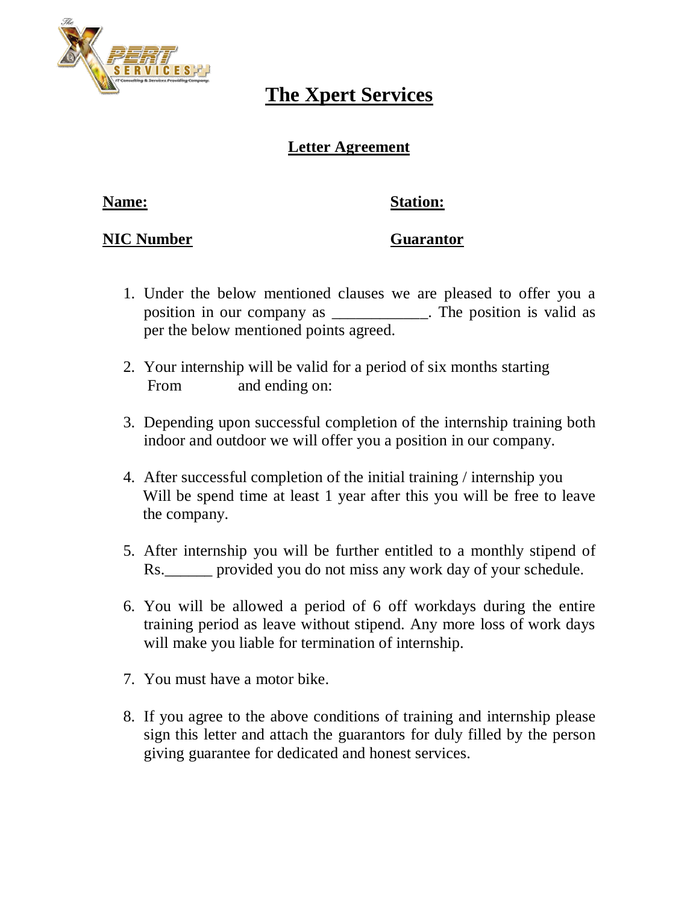# The Xpert Services

## Letter Agreement

**Name:** **Station:**

**NIC Number** **Guarantor**

1. Under the below mentioned clauses we are pleased to offer you a position in our company as ____________. The position is valid as per the below mentioned points agreed.

2. Your internship will be valid for a period of six months starting From and ending on:

3. Depending upon successful completion of the internship training both indoor and outdoor we will offer you a position in our company.

4. After successful completion of the initial training / internship you Will be spend time at least 1 year after this you will be free to leave the company.

5. After internship you will be further entitled to a monthly stipend of Rs.______ provided you do not miss any work day of your schedule.

6. You will be allowed a period of 6 off workdays during the entire training period as leave without stipend. Any more loss of work days will make you liable for termination of internship.

7. You must have a motor bike.

8. If you agree to the above conditions of training and internship please sign this letter and attach the guarantors for duly filled by the person giving guarantee for dedicated and honest services.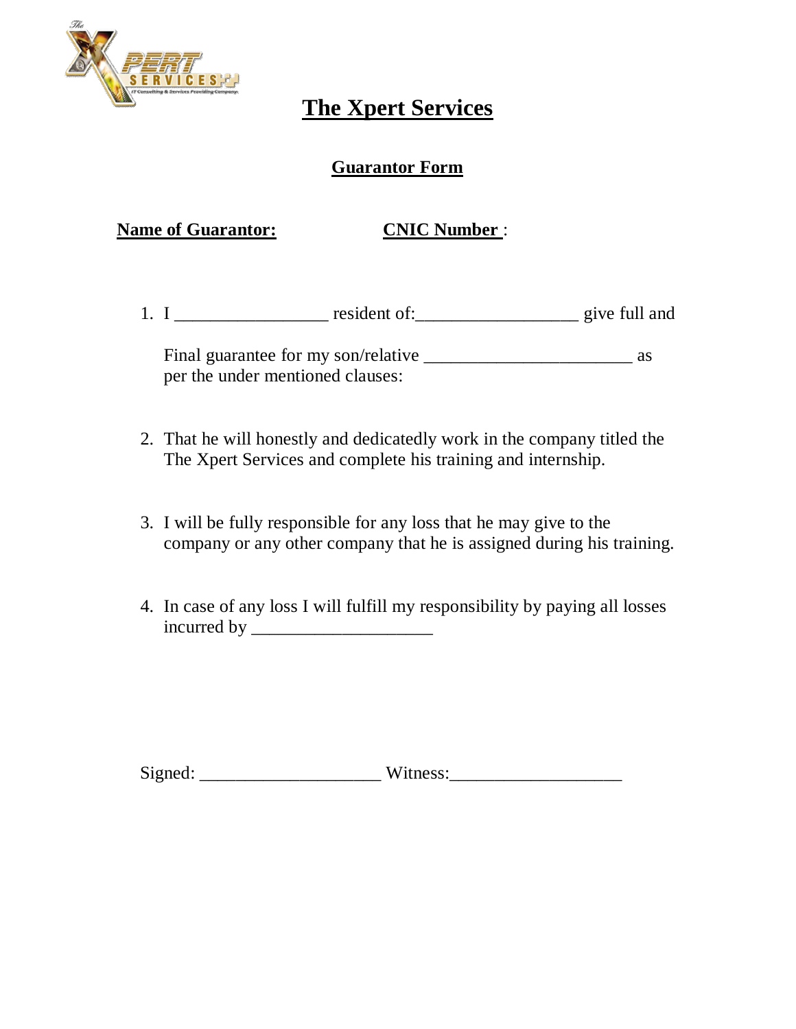# The Xpert Services

## Guarantor Form

**Name of Guarantor:** **CNIC Number** :

1. I _________________ resident of:__________________ give full and

   Final guarantee for my son/relative _______________________ as per the under mentioned clauses:

2. That he will honestly and dedicatedly work in the company titled the The Xpert Services and complete his training and internship.

3. I will be fully responsible for any loss that he may give to the company or any other company that he is assigned during his training.

4. In case of any loss I will fulfill my responsibility by paying all losses incurred by ____________________

Signed: ____________________ Witness:___________________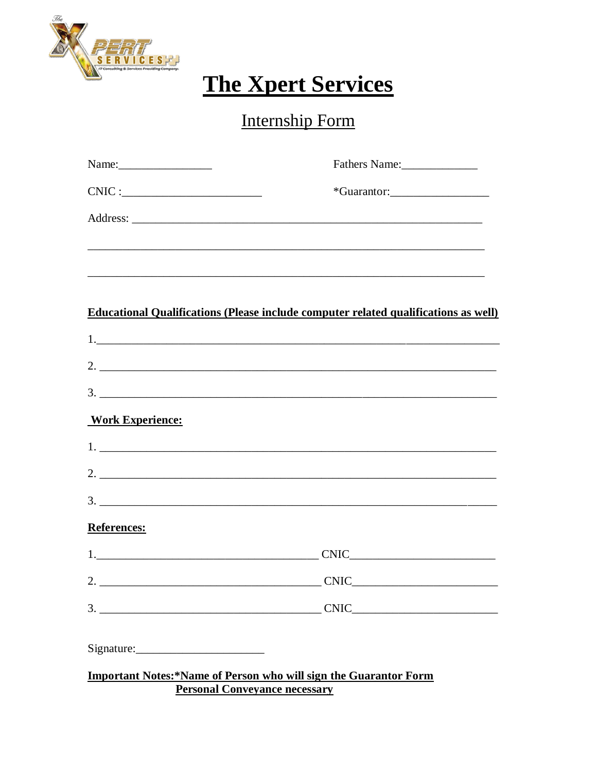# The Xpert Services

## Internship Form

Name:________________ Fathers Name:_____________

CNIC :________________________ *Guarantor:_________________

Address: ______________________________________________________________

_______________________________________________________________________

_______________________________________________________________________

**Educational Qualifications (Please include computer related qualifications as well)**

1.________________________________________________________________________

2. _______________________________________________________________________

3. _______________________________________________________________________

**Work Experience:**

1. _______________________________________________________________________

2. _______________________________________________________________________

3. _______________________________________________________________________

**References:**

1.______________________________________ CNIC________________________

2. ______________________________________ CNIC________________________

3. ______________________________________ CNIC________________________

Signature:______________________

**Important Notes:*Name of Person who will sign the Guarantor Form**
**Personal Conveyance necessary**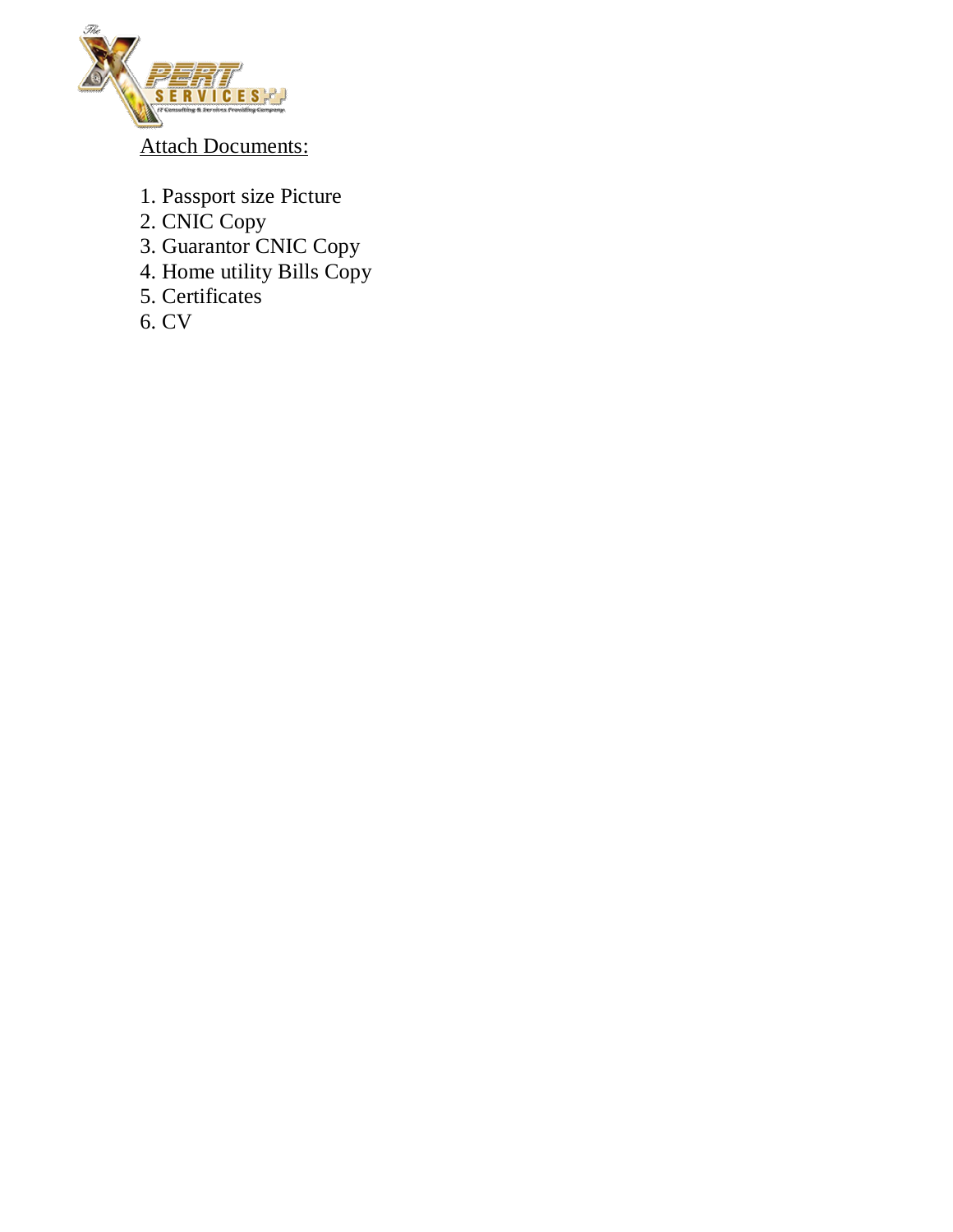Attach Documents:

1. Passport size Picture
2. CNIC Copy
3. Guarantor CNIC Copy
4. Home utility Bills Copy
5. Certificates
6. CV